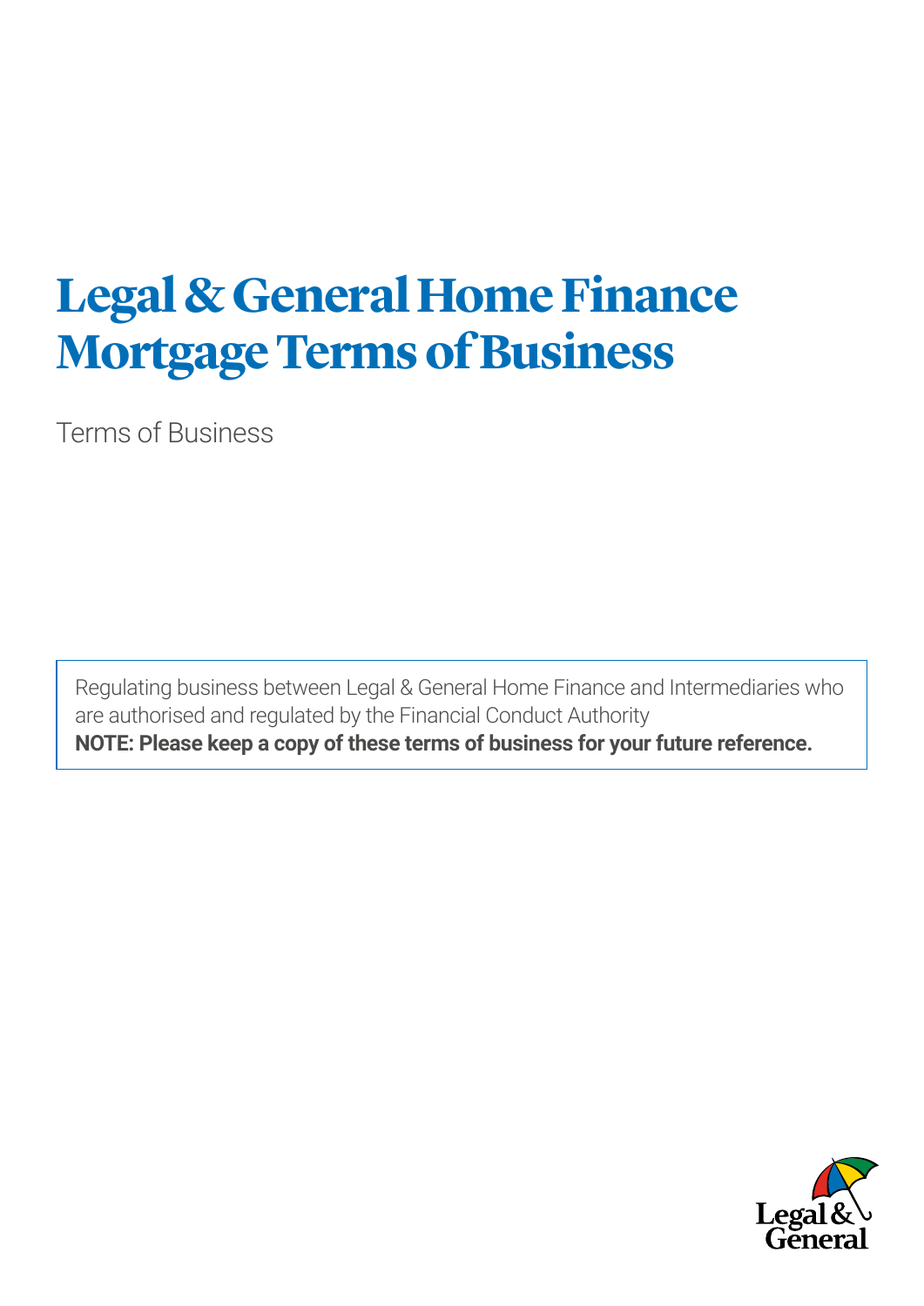# Legal & General Home Finance Mortgage Terms of Business

Terms of Business

Regulating business between Legal & General Home Finance and Intermediaries who are authorised and regulated by the Financial Conduct Authority

**NOTE: Please keep a copy of these terms of business for your future reference.**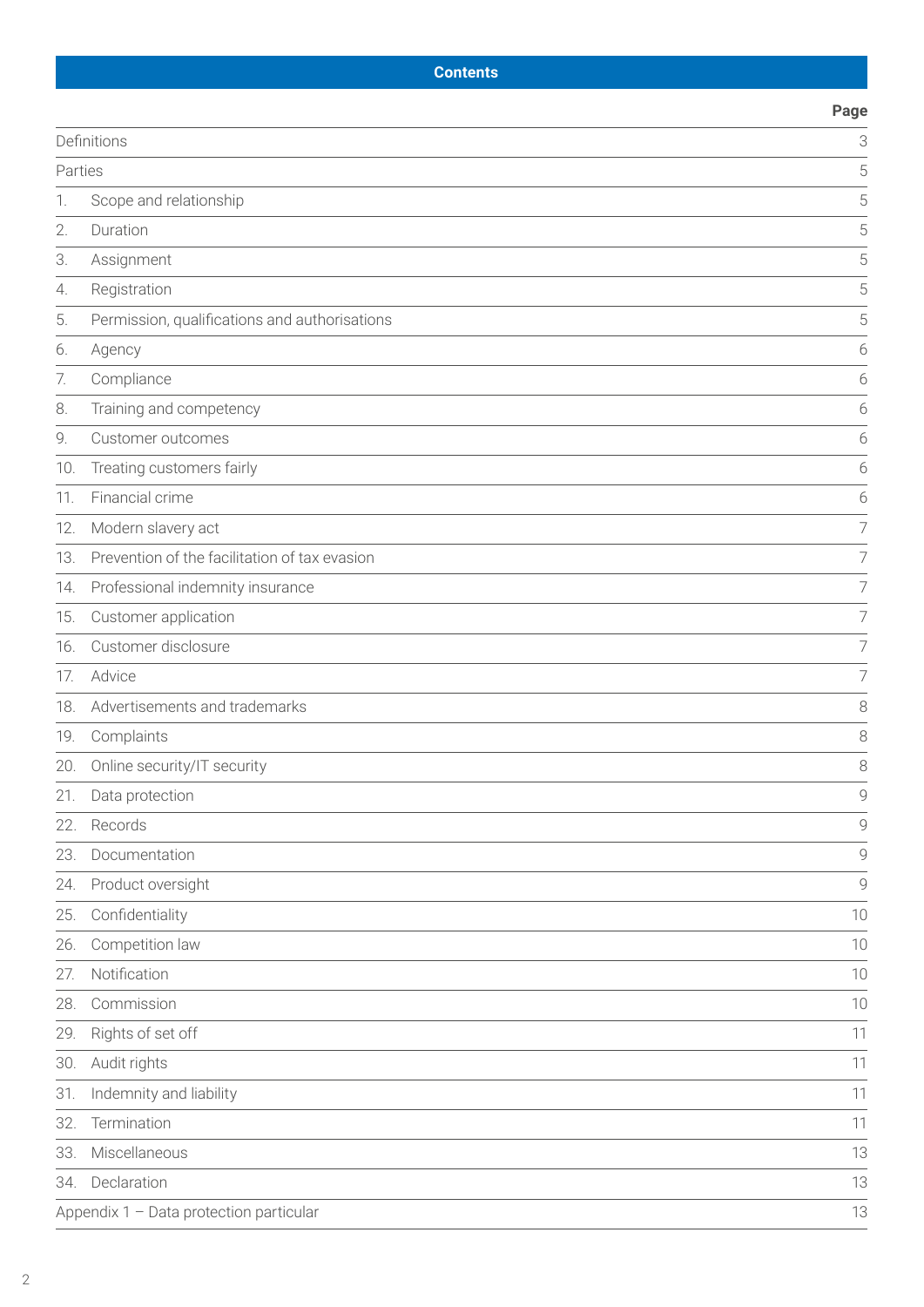## Contents

| | | Page |
|---|---|---|
| Definitions | | 3 |
| Parties | | 5 |
| 1. | Scope and relationship | 5 |
| 2. | Duration | 5 |
| 3. | Assignment | 5 |
| 4. | Registration | 5 |
| 5. | Permission, qualifications and authorisations | 5 |
| 6. | Agency | 6 |
| 7. | Compliance | 6 |
| 8. | Training and competency | 6 |
| 9. | Customer outcomes | 6 |
| 10. | Treating customers fairly | 6 |
| 11. | Financial crime | 6 |
| 12. | Modern slavery act | 7 |
| 13. | Prevention of the facilitation of tax evasion | 7 |
| 14. | Professional indemnity insurance | 7 |
| 15. | Customer application | 7 |
| 16. | Customer disclosure | 7 |
| 17. | Advice | 7 |
| 18. | Advertisements and trademarks | 8 |
| 19. | Complaints | 8 |
| 20. | Online security/IT security | 8 |
| 21. | Data protection | 9 |
| 22. | Records | 9 |
| 23. | Documentation | 9 |
| 24. | Product oversight | 9 |
| 25. | Confidentiality | 10 |
| 26. | Competition law | 10 |
| 27. | Notification | 10 |
| 28. | Commission | 10 |
| 29. | Rights of set off | 11 |
| 30. | Audit rights | 11 |
| 31. | Indemnity and liability | 11 |
| 32. | Termination | 11 |
| 33. | Miscellaneous | 13 |
| 34. | Declaration | 13 |
| Appendix 1 – Data protection particular | | 13 |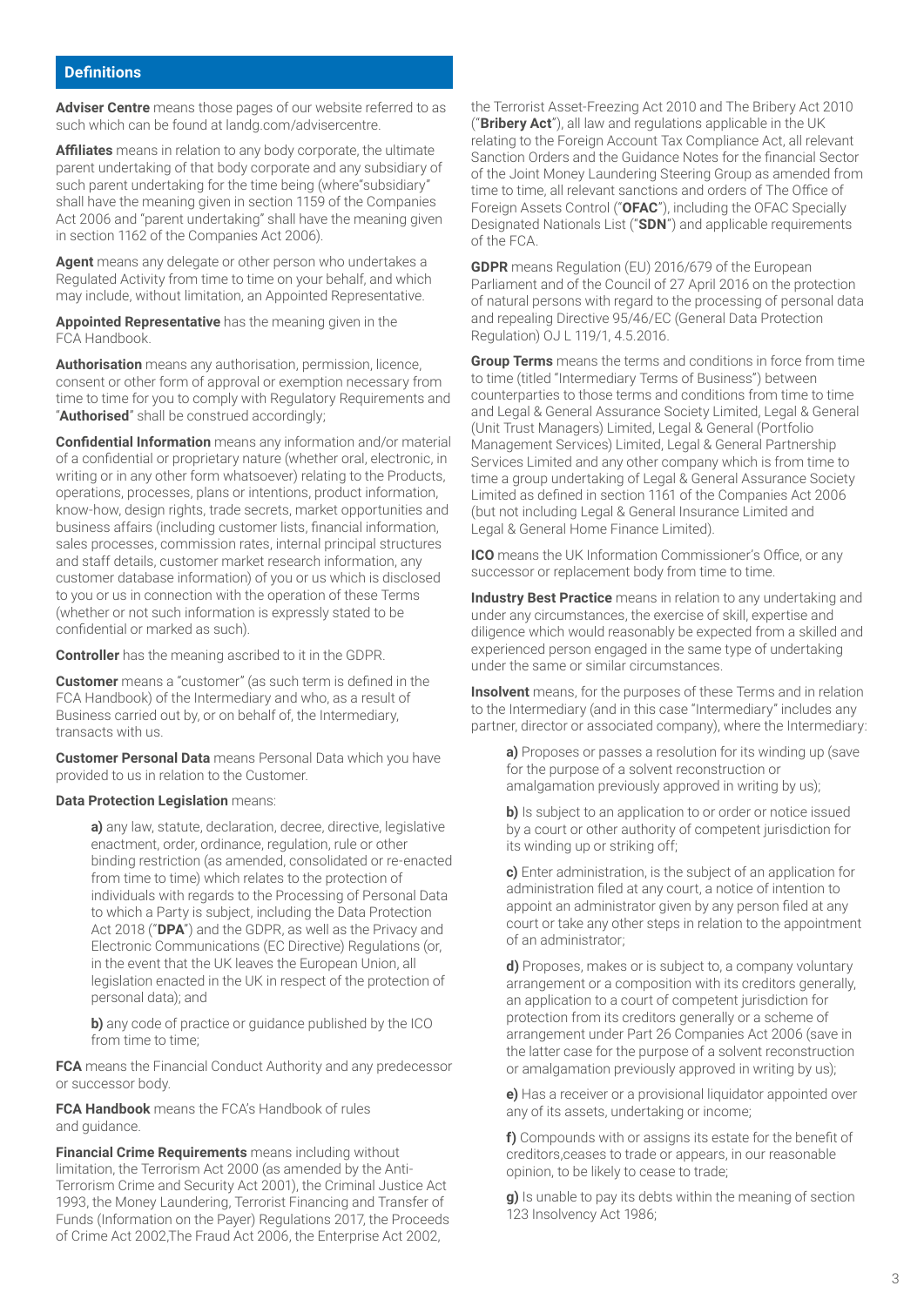## Definitions

**Adviser Centre** means those pages of our website referred to as such which can be found at landg.com/advisercentre.

**Affiliates** means in relation to any body corporate, the ultimate parent undertaking of that body corporate and any subsidiary of such parent undertaking for the time being (where"subsidiary" shall have the meaning given in section 1159 of the Companies Act 2006 and "parent undertaking" shall have the meaning given in section 1162 of the Companies Act 2006).

**Agent** means any delegate or other person who undertakes a Regulated Activity from time to time on your behalf, and which may include, without limitation, an Appointed Representative.

**Appointed Representative** has the meaning given in the FCA Handbook.

**Authorisation** means any authorisation, permission, licence, consent or other form of approval or exemption necessary from time to time for you to comply with Regulatory Requirements and "**Authorised**" shall be construed accordingly;

**Confidential Information** means any information and/or material of a confidential or proprietary nature (whether oral, electronic, in writing or in any other form whatsoever) relating to the Products, operations, processes, plans or intentions, product information, know-how, design rights, trade secrets, market opportunities and business affairs (including customer lists, financial information, sales processes, commission rates, internal principal structures and staff details, customer market research information, any customer database information) of you or us which is disclosed to you or us in connection with the operation of these Terms (whether or not such information is expressly stated to be confidential or marked as such).

**Controller** has the meaning ascribed to it in the GDPR.

**Customer** means a "customer" (as such term is defined in the FCA Handbook) of the Intermediary and who, as a result of Business carried out by, or on behalf of, the Intermediary, transacts with us.

**Customer Personal Data** means Personal Data which you have provided to us in relation to the Customer.

**Data Protection Legislation** means:

> **a)** any law, statute, declaration, decree, directive, legislative enactment, order, ordinance, regulation, rule or other binding restriction (as amended, consolidated or re-enacted from time to time) which relates to the protection of individuals with regards to the Processing of Personal Data to which a Party is subject, including the Data Protection Act 2018 ("**DPA**") and the GDPR, as well as the Privacy and Electronic Communications (EC Directive) Regulations (or, in the event that the UK leaves the European Union, all legislation enacted in the UK in respect of the protection of personal data); and
>
> **b)** any code of practice or guidance published by the ICO from time to time;

**FCA** means the Financial Conduct Authority and any predecessor or successor body.

**FCA Handbook** means the FCA's Handbook of rules and guidance.

**Financial Crime Requirements** means including without limitation, the Terrorism Act 2000 (as amended by the Anti-Terrorism Crime and Security Act 2001), the Criminal Justice Act 1993, the Money Laundering, Terrorist Financing and Transfer of Funds (Information on the Payer) Regulations 2017, the Proceeds of Crime Act 2002,The Fraud Act 2006, the Enterprise Act 2002, the Terrorist Asset-Freezing Act 2010 and The Bribery Act 2010 ("**Bribery Act**"), all law and regulations applicable in the UK relating to the Foreign Account Tax Compliance Act, all relevant Sanction Orders and the Guidance Notes for the financial Sector of the Joint Money Laundering Steering Group as amended from time to time, all relevant sanctions and orders of The Office of Foreign Assets Control ("**OFAC**"), including the OFAC Specially Designated Nationals List ("**SDN**") and applicable requirements of the FCA.

**GDPR** means Regulation (EU) 2016/679 of the European Parliament and of the Council of 27 April 2016 on the protection of natural persons with regard to the processing of personal data and repealing Directive 95/46/EC (General Data Protection Regulation) OJ L 119/1, 4.5.2016.

**Group Terms** means the terms and conditions in force from time to time (titled "Intermediary Terms of Business") between counterparties to those terms and conditions from time to time and Legal & General Assurance Society Limited, Legal & General (Unit Trust Managers) Limited, Legal & General (Portfolio Management Services) Limited, Legal & General Partnership Services Limited and any other company which is from time to time a group undertaking of Legal & General Assurance Society Limited as defined in section 1161 of the Companies Act 2006 (but not including Legal & General Insurance Limited and Legal & General Home Finance Limited).

**ICO** means the UK Information Commissioner's Office, or any successor or replacement body from time to time.

**Industry Best Practice** means in relation to any undertaking and under any circumstances, the exercise of skill, expertise and diligence which would reasonably be expected from a skilled and experienced person engaged in the same type of undertaking under the same or similar circumstances.

**Insolvent** means, for the purposes of these Terms and in relation to the Intermediary (and in this case "Intermediary" includes any partner, director or associated company), where the Intermediary:

> **a)** Proposes or passes a resolution for its winding up (save for the purpose of a solvent reconstruction or amalgamation previously approved in writing by us);
>
> **b)** Is subject to an application to or order or notice issued by a court or other authority of competent jurisdiction for its winding up or striking off;
>
> **c)** Enter administration, is the subject of an application for administration filed at any court, a notice of intention to appoint an administrator given by any person filed at any court or take any other steps in relation to the appointment of an administrator;
>
> **d)** Proposes, makes or is subject to, a company voluntary arrangement or a composition with its creditors generally, an application to a court of competent jurisdiction for protection from its creditors generally or a scheme of arrangement under Part 26 Companies Act 2006 (save in the latter case for the purpose of a solvent reconstruction or amalgamation previously approved in writing by us);
>
> **e)** Has a receiver or a provisional liquidator appointed over any of its assets, undertaking or income;
>
> **f)** Compounds with or assigns its estate for the benefit of creditors,ceases to trade or appears, in our reasonable opinion, to be likely to cease to trade;
>
> **g)** Is unable to pay its debts within the meaning of section 123 Insolvency Act 1986;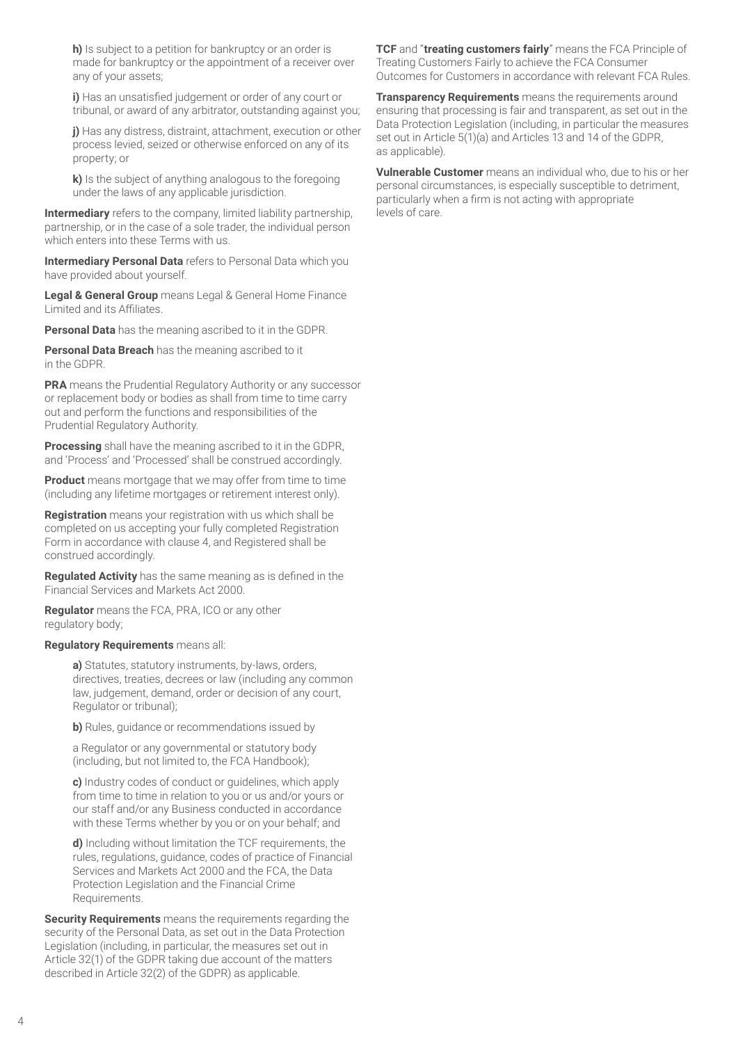**h)** Is subject to a petition for bankruptcy or an order is made for bankruptcy or the appointment of a receiver over any of your assets;

**i)** Has an unsatisfied judgement or order of any court or tribunal, or award of any arbitrator, outstanding against you;

**j)** Has any distress, distraint, attachment, execution or other process levied, seized or otherwise enforced on any of its property; or

**k)** Is the subject of anything analogous to the foregoing under the laws of any applicable jurisdiction.

**Intermediary** refers to the company, limited liability partnership, partnership, or in the case of a sole trader, the individual person which enters into these Terms with us.

**Intermediary Personal Data** refers to Personal Data which you have provided about yourself.

**Legal & General Group** means Legal & General Home Finance Limited and its Affiliates.

**Personal Data** has the meaning ascribed to it in the GDPR.

**Personal Data Breach** has the meaning ascribed to it in the GDPR.

**PRA** means the Prudential Regulatory Authority or any successor or replacement body or bodies as shall from time to time carry out and perform the functions and responsibilities of the Prudential Regulatory Authority.

**Processing** shall have the meaning ascribed to it in the GDPR, and 'Process' and 'Processed' shall be construed accordingly.

**Product** means mortgage that we may offer from time to time (including any lifetime mortgages or retirement interest only).

**Registration** means your registration with us which shall be completed on us accepting your fully completed Registration Form in accordance with clause 4, and Registered shall be construed accordingly.

**Regulated Activity** has the same meaning as is defined in the Financial Services and Markets Act 2000.

**Regulator** means the FCA, PRA, ICO or any other regulatory body;

**Regulatory Requirements** means all:

**a)** Statutes, statutory instruments, by-laws, orders, directives, treaties, decrees or law (including any common law, judgement, demand, order or decision of any court, Regulator or tribunal);

**b)** Rules, guidance or recommendations issued by

a Regulator or any governmental or statutory body (including, but not limited to, the FCA Handbook);

**c)** Industry codes of conduct or guidelines, which apply from time to time in relation to you or us and/or yours or our staff and/or any Business conducted in accordance with these Terms whether by you or on your behalf; and

**d)** Including without limitation the TCF requirements, the rules, regulations, guidance, codes of practice of Financial Services and Markets Act 2000 and the FCA, the Data Protection Legislation and the Financial Crime Requirements.

**Security Requirements** means the requirements regarding the security of the Personal Data, as set out in the Data Protection Legislation (including, in particular, the measures set out in Article 32(1) of the GDPR taking due account of the matters described in Article 32(2) of the GDPR) as applicable.

**TCF** and "**treating customers fairly**" means the FCA Principle of Treating Customers Fairly to achieve the FCA Consumer Outcomes for Customers in accordance with relevant FCA Rules.

**Transparency Requirements** means the requirements around ensuring that processing is fair and transparent, as set out in the Data Protection Legislation (including, in particular the measures set out in Article 5(1)(a) and Articles 13 and 14 of the GDPR, as applicable).

**Vulnerable Customer** means an individual who, due to his or her personal circumstances, is especially susceptible to detriment, particularly when a firm is not acting with appropriate levels of care.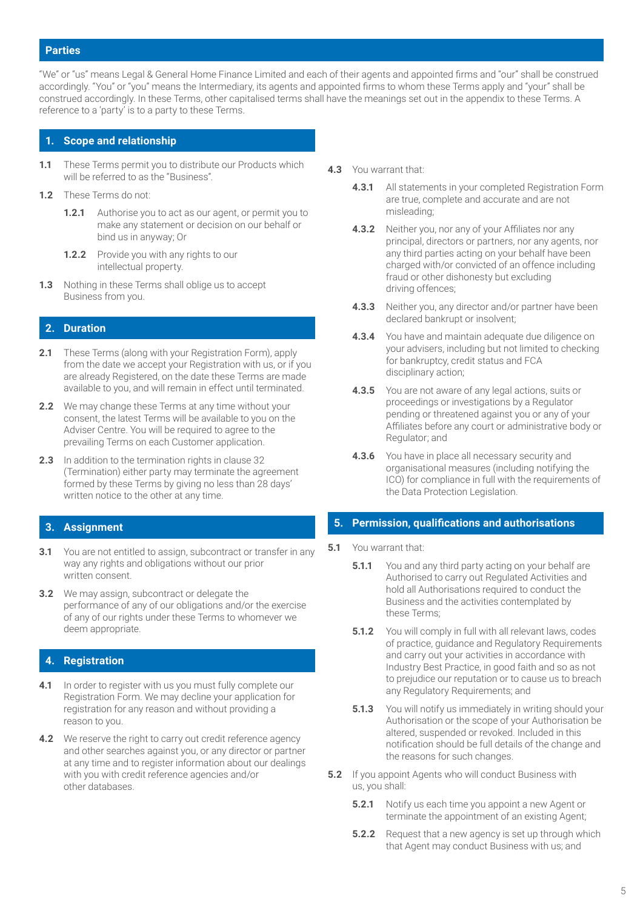## Parties

"We" or "us" means Legal & General Home Finance Limited and each of their agents and appointed firms and "our" shall be construed accordingly. "You" or "you" means the Intermediary, its agents and appointed firms to whom these Terms apply and "your" shall be construed accordingly. In these Terms, other capitalised terms shall have the meanings set out in the appendix to these Terms. A reference to a 'party' is to a party to these Terms.

## 1. Scope and relationship

**1.1** These Terms permit you to distribute our Products which will be referred to as the "Business".

**1.2** These Terms do not:

**1.2.1** Authorise you to act as our agent, or permit you to make any statement or decision on our behalf or bind us in anyway; Or

**1.2.2** Provide you with any rights to our intellectual property.

**1.3** Nothing in these Terms shall oblige us to accept Business from you.

## 2. Duration

**2.1** These Terms (along with your Registration Form), apply from the date we accept your Registration with us, or if you are already Registered, on the date these Terms are made available to you, and will remain in effect until terminated.

**2.2** We may change these Terms at any time without your consent, the latest Terms will be available to you on the Adviser Centre. You will be required to agree to the prevailing Terms on each Customer application.

**2.3** In addition to the termination rights in clause 32 (Termination) either party may terminate the agreement formed by these Terms by giving no less than 28 days' written notice to the other at any time.

## 3. Assignment

**3.1** You are not entitled to assign, subcontract or transfer in any way any rights and obligations without our prior written consent.

**3.2** We may assign, subcontract or delegate the performance of any of our obligations and/or the exercise of any of our rights under these Terms to whomever we deem appropriate.

## 4. Registration

**4.1** In order to register with us you must fully complete our Registration Form. We may decline your application for registration for any reason and without providing a reason to you.

**4.2** We reserve the right to carry out credit reference agency and other searches against you, or any director or partner at any time and to register information about our dealings with you with credit reference agencies and/or other databases.

**4.3** You warrant that:

**4.3.1** All statements in your completed Registration Form are true, complete and accurate and are not misleading;

**4.3.2** Neither you, nor any of your Affiliates nor any principal, directors or partners, nor any agents, nor any third parties acting on your behalf have been charged with/or convicted of an offence including fraud or other dishonesty but excluding driving offences;

**4.3.3** Neither you, any director and/or partner have been declared bankrupt or insolvent;

**4.3.4** You have and maintain adequate due diligence on your advisers, including but not limited to checking for bankruptcy, credit status and FCA disciplinary action;

**4.3.5** You are not aware of any legal actions, suits or proceedings or investigations by a Regulator pending or threatened against you or any of your Affiliates before any court or administrative body or Regulator; and

**4.3.6** You have in place all necessary security and organisational measures (including notifying the ICO) for compliance in full with the requirements of the Data Protection Legislation.

## 5. Permission, qualifications and authorisations

**5.1** You warrant that:

**5.1.1** You and any third party acting on your behalf are Authorised to carry out Regulated Activities and hold all Authorisations required to conduct the Business and the activities contemplated by these Terms;

**5.1.2** You will comply in full with all relevant laws, codes of practice, guidance and Regulatory Requirements and carry out your activities in accordance with Industry Best Practice, in good faith and so as not to prejudice our reputation or to cause us to breach any Regulatory Requirements; and

**5.1.3** You will notify us immediately in writing should your Authorisation or the scope of your Authorisation be altered, suspended or revoked. Included in this notification should be full details of the change and the reasons for such changes.

**5.2** If you appoint Agents who will conduct Business with us, you shall:

**5.2.1** Notify us each time you appoint a new Agent or terminate the appointment of an existing Agent;

**5.2.2** Request that a new agency is set up through which that Agent may conduct Business with us; and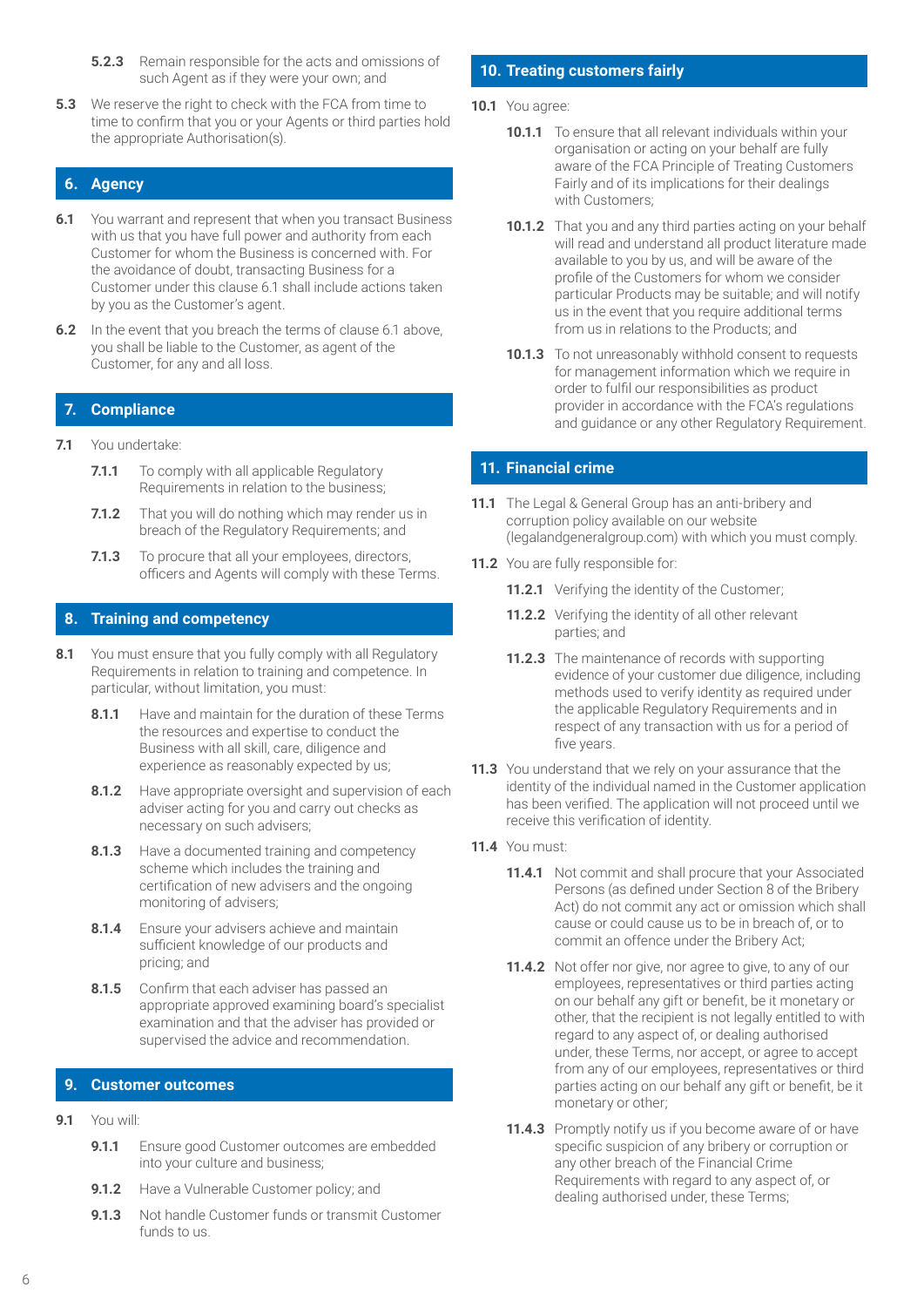**5.2.3** Remain responsible for the acts and omissions of such Agent as if they were your own; and

**5.3** We reserve the right to check with the FCA from time to time to confirm that you or your Agents or third parties hold the appropriate Authorisation(s).

## 6. Agency

**6.1** You warrant and represent that when you transact Business with us that you have full power and authority from each Customer for whom the Business is concerned with. For the avoidance of doubt, transacting Business for a Customer under this clause 6.1 shall include actions taken by you as the Customer's agent.

**6.2** In the event that you breach the terms of clause 6.1 above, you shall be liable to the Customer, as agent of the Customer, for any and all loss.

## 7. Compliance

**7.1** You undertake:

**7.1.1** To comply with all applicable Regulatory Requirements in relation to the business;

**7.1.2** That you will do nothing which may render us in breach of the Regulatory Requirements; and

**7.1.3** To procure that all your employees, directors, officers and Agents will comply with these Terms.

## 8. Training and competency

**8.1** You must ensure that you fully comply with all Regulatory Requirements in relation to training and competence. In particular, without limitation, you must:

**8.1.1** Have and maintain for the duration of these Terms the resources and expertise to conduct the Business with all skill, care, diligence and experience as reasonably expected by us;

**8.1.2** Have appropriate oversight and supervision of each adviser acting for you and carry out checks as necessary on such advisers;

**8.1.3** Have a documented training and competency scheme which includes the training and certification of new advisers and the ongoing monitoring of advisers;

**8.1.4** Ensure your advisers achieve and maintain sufficient knowledge of our products and pricing; and

**8.1.5** Confirm that each adviser has passed an appropriate approved examining board's specialist examination and that the adviser has provided or supervised the advice and recommendation.

## 9. Customer outcomes

**9.1** You will:

**9.1.1** Ensure good Customer outcomes are embedded into your culture and business;

**9.1.2** Have a Vulnerable Customer policy; and

**9.1.3** Not handle Customer funds or transmit Customer funds to us.

## 10. Treating customers fairly

**10.1** You agree:

**10.1.1** To ensure that all relevant individuals within your organisation or acting on your behalf are fully aware of the FCA Principle of Treating Customers Fairly and of its implications for their dealings with Customers;

**10.1.2** That you and any third parties acting on your behalf will read and understand all product literature made available to you by us, and will be aware of the profile of the Customers for whom we consider particular Products may be suitable; and will notify us in the event that you require additional terms from us in relations to the Products; and

**10.1.3** To not unreasonably withhold consent to requests for management information which we require in order to fulfil our responsibilities as product provider in accordance with the FCA's regulations and guidance or any other Regulatory Requirement.

## 11. Financial crime

**11.1** The Legal & General Group has an anti-bribery and corruption policy available on our website (legalandgeneralgroup.com) with which you must comply.

**11.2** You are fully responsible for:

**11.2.1** Verifying the identity of the Customer;

**11.2.2** Verifying the identity of all other relevant parties; and

**11.2.3** The maintenance of records with supporting evidence of your customer due diligence, including methods used to verify identity as required under the applicable Regulatory Requirements and in respect of any transaction with us for a period of five years.

**11.3** You understand that we rely on your assurance that the identity of the individual named in the Customer application has been verified. The application will not proceed until we receive this verification of identity.

**11.4** You must:

**11.4.1** Not commit and shall procure that your Associated Persons (as defined under Section 8 of the Bribery Act) do not commit any act or omission which shall cause or could cause us to be in breach of, or to commit an offence under the Bribery Act;

**11.4.2** Not offer nor give, nor agree to give, to any of our employees, representatives or third parties acting on our behalf any gift or benefit, be it monetary or other, that the recipient is not legally entitled to with regard to any aspect of, or dealing authorised under, these Terms, nor accept, or agree to accept from any of our employees, representatives or third parties acting on our behalf any gift or benefit, be it monetary or other;

**11.4.3** Promptly notify us if you become aware of or have specific suspicion of any bribery or corruption or any other breach of the Financial Crime Requirements with regard to any aspect of, or dealing authorised under, these Terms;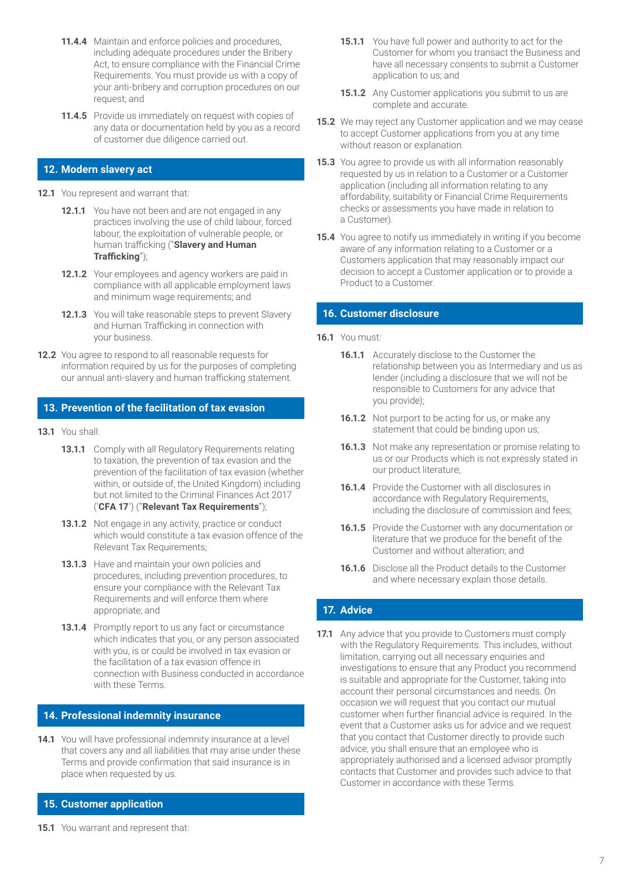**11.4.4** Maintain and enforce policies and procedures, including adequate procedures under the Bribery Act, to ensure compliance with the Financial Crime Requirements. You must provide us with a copy of your anti-bribery and corruption procedures on our request; and

**11.4.5** Provide us immediately on request with copies of any data or documentation held by you as a record of customer due diligence carried out.

## 12. Modern slavery act

**12.1** You represent and warrant that:

**12.1.1** You have not been and are not engaged in any practices involving the use of child labour, forced labour, the exploitation of vulnerable people, or human trafficking ("**Slavery and Human Trafficking**");

**12.1.2** Your employees and agency workers are paid in compliance with all applicable employment laws and minimum wage requirements; and

**12.1.3** You will take reasonable steps to prevent Slavery and Human Trafficking in connection with your business.

**12.2** You agree to respond to all reasonable requests for information required by us for the purposes of completing our annual anti-slavery and human trafficking statement.

## 13. Prevention of the facilitation of tax evasion

**13.1** You shall:

**13.1.1** Comply with all Regulatory Requirements relating to taxation, the prevention of tax evasion and the prevention of the facilitation of tax evasion (whether within, or outside of, the United Kingdom) including but not limited to the Criminal Finances Act 2017 ('**CFA 17**') ("**Relevant Tax Requirements**");

**13.1.2** Not engage in any activity, practice or conduct which would constitute a tax evasion offence of the Relevant Tax Requirements;

**13.1.3** Have and maintain your own policies and procedures, including prevention procedures, to ensure your compliance with the Relevant Tax Requirements and will enforce them where appropriate; and

**13.1.4** Promptly report to us any fact or circumstance which indicates that you, or any person associated with you, is or could be involved in tax evasion or the facilitation of a tax evasion offence in connection with Business conducted in accordance with these Terms.

## 14. Professional indemnity insurance

**14.1** You will have professional indemnity insurance at a level that covers any and all liabilities that may arise under these Terms and provide confirmation that said insurance is in place when requested by us.

## 15. Customer application

**15.1** You warrant and represent that:

**15.1.1** You have full power and authority to act for the Customer for whom you transact the Business and have all necessary consents to submit a Customer application to us; and

**15.1.2** Any Customer applications you submit to us are complete and accurate.

**15.2** We may reject any Customer application and we may cease to accept Customer applications from you at any time without reason or explanation.

**15.3** You agree to provide us with all information reasonably requested by us in relation to a Customer or a Customer application (including all information relating to any affordability, suitability or Financial Crime Requirements checks or assessments you have made in relation to a Customer).

**15.4** You agree to notify us immediately in writing if you become aware of any information relating to a Customer or a Customers application that may reasonably impact our decision to accept a Customer application or to provide a Product to a Customer.

## 16. Customer disclosure

**16.1** You must:

**16.1.1** Accurately disclose to the Customer the relationship between you as Intermediary and us as lender (including a disclosure that we will not be responsible to Customers for any advice that you provide);

**16.1.2** Not purport to be acting for us, or make any statement that could be binding upon us;

**16.1.3** Not make any representation or promise relating to us or our Products which is not expressly stated in our product literature;

**16.1.4** Provide the Customer with all disclosures in accordance with Regulatory Requirements, including the disclosure of commission and fees;

**16.1.5** Provide the Customer with any documentation or literature that we produce for the benefit of the Customer and without alteration; and

**16.1.6** Disclose all the Product details to the Customer and where necessary explain those details.

## 17. Advice

**17.1** Any advice that you provide to Customers must comply with the Regulatory Requirements. This includes, without limitation, carrying out all necessary enquiries and investigations to ensure that any Product you recommend is suitable and appropriate for the Customer, taking into account their personal circumstances and needs. On occasion we will request that you contact our mutual customer when further financial advice is required. In the event that a Customer asks us for advice and we request that you contact that Customer directly to provide such advice, you shall ensure that an employee who is appropriately authorised and a licensed advisor promptly contacts that Customer and provides such advice to that Customer in accordance with these Terms.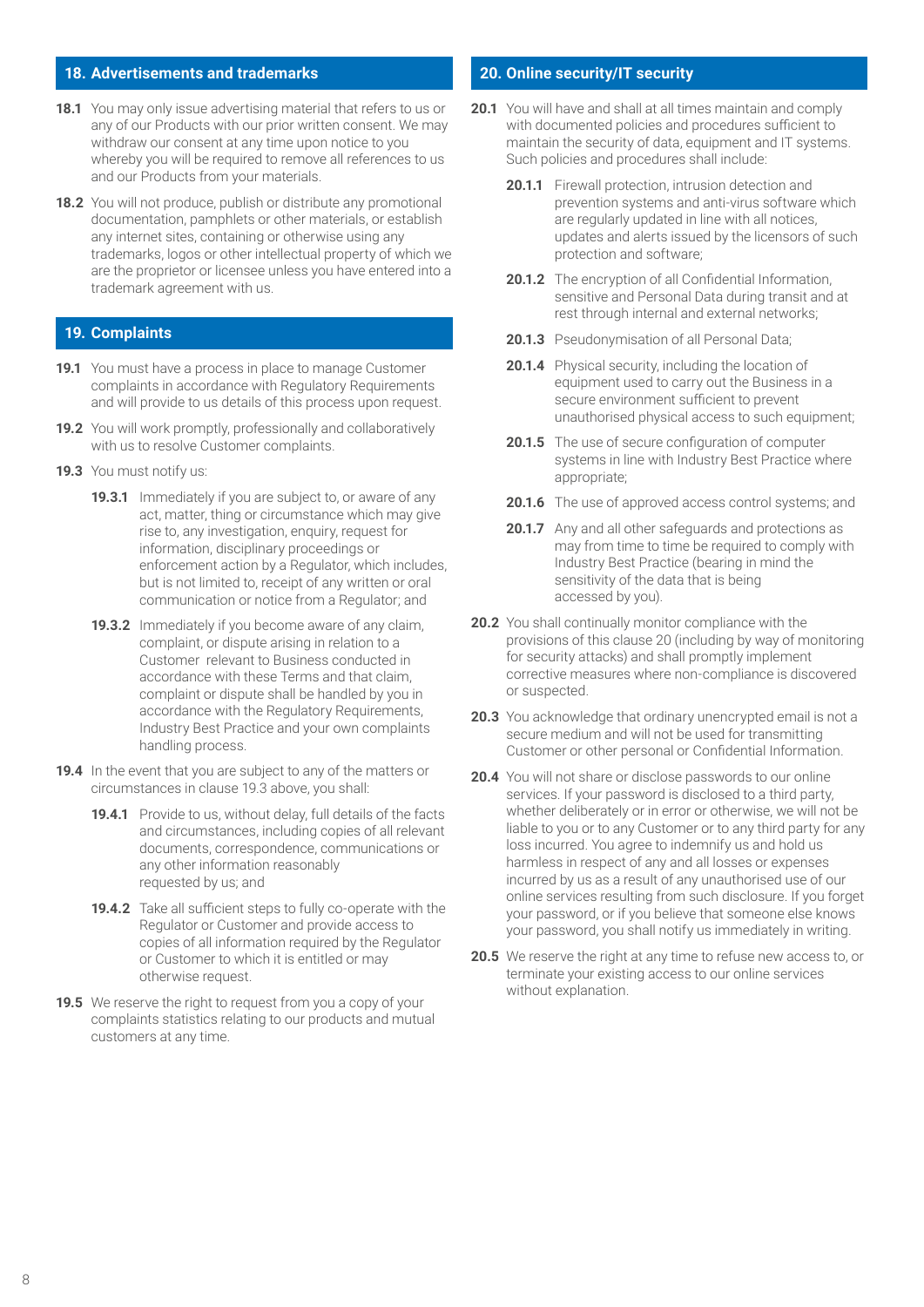## 18. Advertisements and trademarks

**18.1** You may only issue advertising material that refers to us or any of our Products with our prior written consent. We may withdraw our consent at any time upon notice to you whereby you will be required to remove all references to us and our Products from your materials.

**18.2** You will not produce, publish or distribute any promotional documentation, pamphlets or other materials, or establish any internet sites, containing or otherwise using any trademarks, logos or other intellectual property of which we are the proprietor or licensee unless you have entered into a trademark agreement with us.

## 19. Complaints

**19.1** You must have a process in place to manage Customer complaints in accordance with Regulatory Requirements and will provide to us details of this process upon request.

**19.2** You will work promptly, professionally and collaboratively with us to resolve Customer complaints.

**19.3** You must notify us:

**19.3.1** Immediately if you are subject to, or aware of any act, matter, thing or circumstance which may give rise to, any investigation, enquiry, request for information, disciplinary proceedings or enforcement action by a Regulator, which includes, but is not limited to, receipt of any written or oral communication or notice from a Regulator; and

**19.3.2** Immediately if you become aware of any claim, complaint, or dispute arising in relation to a Customer relevant to Business conducted in accordance with these Terms and that claim, complaint or dispute shall be handled by you in accordance with the Regulatory Requirements, Industry Best Practice and your own complaints handling process.

**19.4** In the event that you are subject to any of the matters or circumstances in clause 19.3 above, you shall:

**19.4.1** Provide to us, without delay, full details of the facts and circumstances, including copies of all relevant documents, correspondence, communications or any other information reasonably requested by us; and

**19.4.2** Take all sufficient steps to fully co-operate with the Regulator or Customer and provide access to copies of all information required by the Regulator or Customer to which it is entitled or may otherwise request.

**19.5** We reserve the right to request from you a copy of your complaints statistics relating to our products and mutual customers at any time.

## 20. Online security/IT security

**20.1** You will have and shall at all times maintain and comply with documented policies and procedures sufficient to maintain the security of data, equipment and IT systems. Such policies and procedures shall include:

**20.1.1** Firewall protection, intrusion detection and prevention systems and anti-virus software which are regularly updated in line with all notices, updates and alerts issued by the licensors of such protection and software;

**20.1.2** The encryption of all Confidential Information, sensitive and Personal Data during transit and at rest through internal and external networks;

**20.1.3** Pseudonymisation of all Personal Data;

**20.1.4** Physical security, including the location of equipment used to carry out the Business in a secure environment sufficient to prevent unauthorised physical access to such equipment;

**20.1.5** The use of secure configuration of computer systems in line with Industry Best Practice where appropriate;

**20.1.6** The use of approved access control systems; and

**20.1.7** Any and all other safeguards and protections as may from time to time be required to comply with Industry Best Practice (bearing in mind the sensitivity of the data that is being accessed by you).

**20.2** You shall continually monitor compliance with the provisions of this clause 20 (including by way of monitoring for security attacks) and shall promptly implement corrective measures where non-compliance is discovered or suspected.

**20.3** You acknowledge that ordinary unencrypted email is not a secure medium and will not be used for transmitting Customer or other personal or Confidential Information.

**20.4** You will not share or disclose passwords to our online services. If your password is disclosed to a third party, whether deliberately or in error or otherwise, we will not be liable to you or to any Customer or to any third party for any loss incurred. You agree to indemnify us and hold us harmless in respect of any and all losses or expenses incurred by us as a result of any unauthorised use of our online services resulting from such disclosure. If you forget your password, or if you believe that someone else knows your password, you shall notify us immediately in writing.

**20.5** We reserve the right at any time to refuse new access to, or terminate your existing access to our online services without explanation.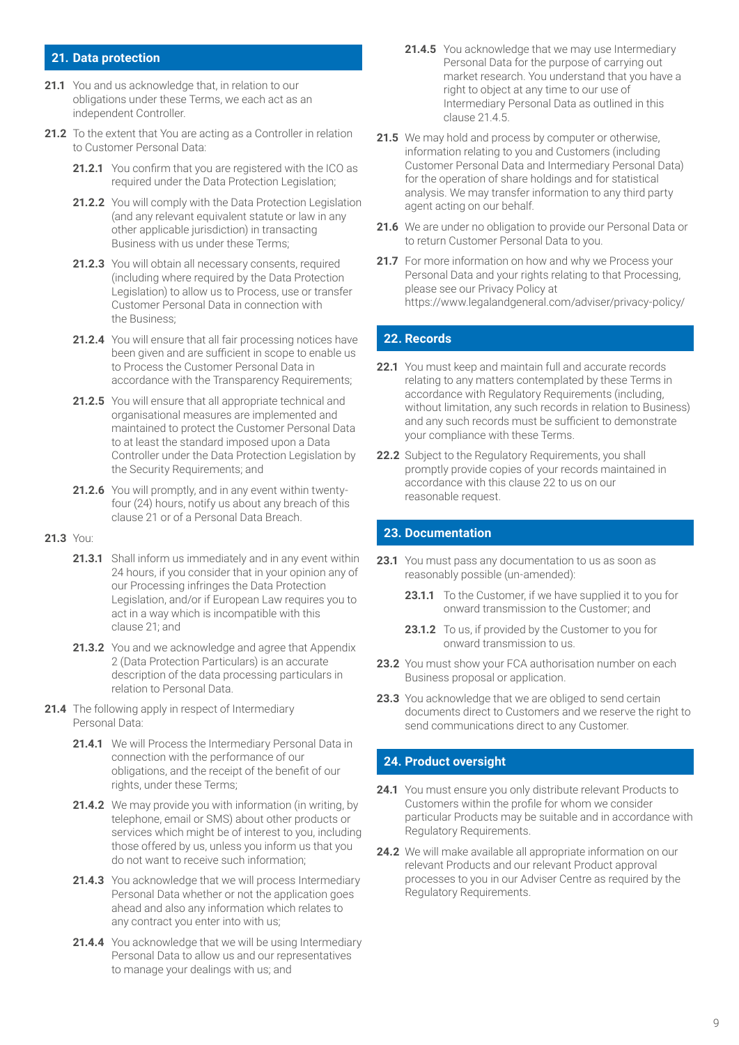## 21. Data protection

**21.1** You and us acknowledge that, in relation to our obligations under these Terms, we each act as an independent Controller.

**21.2** To the extent that You are acting as a Controller in relation to Customer Personal Data:

**21.2.1** You confirm that you are registered with the ICO as required under the Data Protection Legislation;

**21.2.2** You will comply with the Data Protection Legislation (and any relevant equivalent statute or law in any other applicable jurisdiction) in transacting Business with us under these Terms;

**21.2.3** You will obtain all necessary consents, required (including where required by the Data Protection Legislation) to allow us to Process, use or transfer Customer Personal Data in connection with the Business;

**21.2.4** You will ensure that all fair processing notices have been given and are sufficient in scope to enable us to Process the Customer Personal Data in accordance with the Transparency Requirements;

**21.2.5** You will ensure that all appropriate technical and organisational measures are implemented and maintained to protect the Customer Personal Data to at least the standard imposed upon a Data Controller under the Data Protection Legislation by the Security Requirements; and

**21.2.6** You will promptly, and in any event within twenty-four (24) hours, notify us about any breach of this clause 21 or of a Personal Data Breach.

**21.3** You:

**21.3.1** Shall inform us immediately and in any event within 24 hours, if you consider that in your opinion any of our Processing infringes the Data Protection Legislation, and/or if European Law requires you to act in a way which is incompatible with this clause 21; and

**21.3.2** You and we acknowledge and agree that Appendix 2 (Data Protection Particulars) is an accurate description of the data processing particulars in relation to Personal Data.

**21.4** The following apply in respect of Intermediary Personal Data:

**21.4.1** We will Process the Intermediary Personal Data in connection with the performance of our obligations, and the receipt of the benefit of our rights, under these Terms;

**21.4.2** We may provide you with information (in writing, by telephone, email or SMS) about other products or services which might be of interest to you, including those offered by us, unless you inform us that you do not want to receive such information;

**21.4.3** You acknowledge that we will process Intermediary Personal Data whether or not the application goes ahead and also any information which relates to any contract you enter into with us;

**21.4.4** You acknowledge that we will be using Intermediary Personal Data to allow us and our representatives to manage your dealings with us; and

**21.4.5** You acknowledge that we may use Intermediary Personal Data for the purpose of carrying out market research. You understand that you have a right to object at any time to our use of Intermediary Personal Data as outlined in this clause 21.4.5.

**21.5** We may hold and process by computer or otherwise, information relating to you and Customers (including Customer Personal Data and Intermediary Personal Data) for the operation of share holdings and for statistical analysis. We may transfer information to any third party agent acting on our behalf.

**21.6** We are under no obligation to provide our Personal Data or to return Customer Personal Data to you.

**21.7** For more information on how and why we Process your Personal Data and your rights relating to that Processing, please see our Privacy Policy at https://www.legalandgeneral.com/adviser/privacy-policy/

## 22. Records

**22.1** You must keep and maintain full and accurate records relating to any matters contemplated by these Terms in accordance with Regulatory Requirements (including, without limitation, any such records in relation to Business) and any such records must be sufficient to demonstrate your compliance with these Terms.

**22.2** Subject to the Regulatory Requirements, you shall promptly provide copies of your records maintained in accordance with this clause 22 to us on our reasonable request.

## 23. Documentation

**23.1** You must pass any documentation to us as soon as reasonably possible (un-amended):

**23.1.1** To the Customer, if we have supplied it to you for onward transmission to the Customer; and

**23.1.2** To us, if provided by the Customer to you for onward transmission to us.

**23.2** You must show your FCA authorisation number on each Business proposal or application.

**23.3** You acknowledge that we are obliged to send certain documents direct to Customers and we reserve the right to send communications direct to any Customer.

## 24. Product oversight

**24.1** You must ensure you only distribute relevant Products to Customers within the profile for whom we consider particular Products may be suitable and in accordance with Regulatory Requirements.

**24.2** We will make available all appropriate information on our relevant Products and our relevant Product approval processes to you in our Adviser Centre as required by the Regulatory Requirements.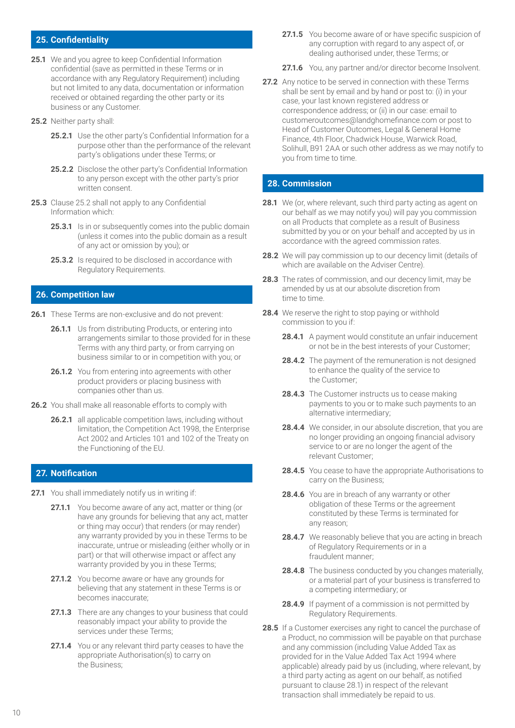## 25. Confidentiality

**25.1** We and you agree to keep Confidential Information confidential (save as permitted in these Terms or in accordance with any Regulatory Requirement) including but not limited to any data, documentation or information received or obtained regarding the other party or its business or any Customer.

**25.2** Neither party shall:

- **25.2.1** Use the other party's Confidential Information for a purpose other than the performance of the relevant party's obligations under these Terms; or
- **25.2.2** Disclose the other party's Confidential Information to any person except with the other party's prior written consent.

**25.3** Clause 25.2 shall not apply to any Confidential Information which:

- **25.3.1** Is in or subsequently comes into the public domain (unless it comes into the public domain as a result of any act or omission by you); or
- **25.3.2** Is required to be disclosed in accordance with Regulatory Requirements.

## 26. Competition law

**26.1** These Terms are non-exclusive and do not prevent:

- **26.1.1** Us from distributing Products, or entering into arrangements similar to those provided for in these Terms with any third party, or from carrying on business similar to or in competition with you; or
- **26.1.2** You from entering into agreements with other product providers or placing business with companies other than us.

**26.2** You shall make all reasonable efforts to comply with

- **26.2.1** all applicable competition laws, including without limitation, the Competition Act 1998, the Enterprise Act 2002 and Articles 101 and 102 of the Treaty on the Functioning of the EU.

## 27. Notification

**27.1** You shall immediately notify us in writing if:

- **27.1.1** You become aware of any act, matter or thing (or have any grounds for believing that any act, matter or thing may occur) that renders (or may render) any warranty provided by you in these Terms to be inaccurate, untrue or misleading (either wholly or in part) or that will otherwise impact or affect any warranty provided by you in these Terms;
- **27.1.2** You become aware or have any grounds for believing that any statement in these Terms is or becomes inaccurate;
- **27.1.3** There are any changes to your business that could reasonably impact your ability to provide the services under these Terms;
- **27.1.4** You or any relevant third party ceases to have the appropriate Authorisation(s) to carry on the Business;
- **27.1.5** You become aware of or have specific suspicion of any corruption with regard to any aspect of, or dealing authorised under, these Terms; or
- **27.1.6** You, any partner and/or director become Insolvent.

**27.2** Any notice to be served in connection with these Terms shall be sent by email and by hand or post to: (i) in your case, your last known registered address or correspondence address; or (ii) in our case: email to customeroutcomes@landghomefinance.com or post to Head of Customer Outcomes, Legal & General Home Finance, 4th Floor, Chadwick House, Warwick Road, Solihull, B91 2AA or such other address as we may notify to you from time to time.

## 28. Commission

**28.1** We (or, where relevant, such third party acting as agent on our behalf as we may notify you) will pay you commission on all Products that complete as a result of Business submitted by you or on your behalf and accepted by us in accordance with the agreed commission rates.

**28.2** We will pay commission up to our decency limit (details of which are available on the Adviser Centre).

**28.3** The rates of commission, and our decency limit, may be amended by us at our absolute discretion from time to time.

**28.4** We reserve the right to stop paying or withhold commission to you if:

- **28.4.1** A payment would constitute an unfair inducement or not be in the best interests of your Customer;
- **28.4.2** The payment of the remuneration is not designed to enhance the quality of the service to the Customer;
- **28.4.3** The Customer instructs us to cease making payments to you or to make such payments to an alternative intermediary;
- **28.4.4** We consider, in our absolute discretion, that you are no longer providing an ongoing financial advisory service to or are no longer the agent of the relevant Customer;
- **28.4.5** You cease to have the appropriate Authorisations to carry on the Business;
- **28.4.6** You are in breach of any warranty or other obligation of these Terms or the agreement constituted by these Terms is terminated for any reason;
- **28.4.7** We reasonably believe that you are acting in breach of Regulatory Requirements or in a fraudulent manner;
- **28.4.8** The business conducted by you changes materially, or a material part of your business is transferred to a competing intermediary; or
- **28.4.9** If payment of a commission is not permitted by Regulatory Requirements.

**28.5** If a Customer exercises any right to cancel the purchase of a Product, no commission will be payable on that purchase and any commission (including Value Added Tax as provided for in the Value Added Tax Act 1994 where applicable) already paid by us (including, where relevant, by a third party acting as agent on our behalf, as notified pursuant to clause 28.1) in respect of the relevant transaction shall immediately be repaid to us.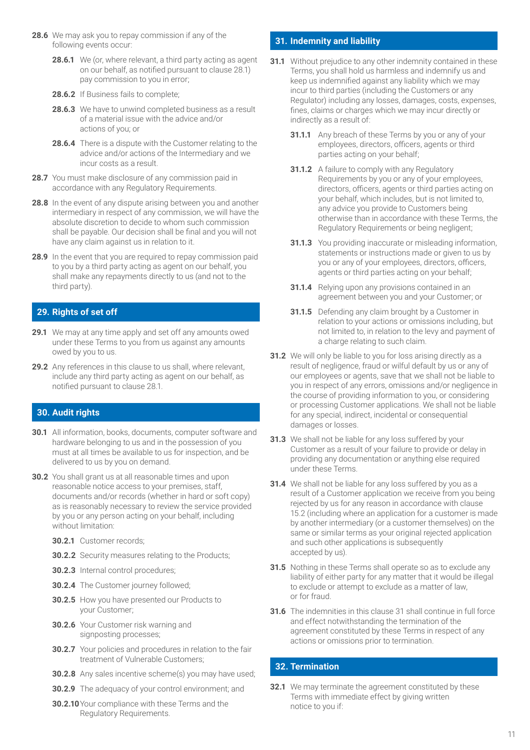**28.6** We may ask you to repay commission if any of the following events occur:

- **28.6.1** We (or, where relevant, a third party acting as agent on our behalf, as notified pursuant to clause 28.1) pay commission to you in error;
- **28.6.2** If Business fails to complete;
- **28.6.3** We have to unwind completed business as a result of a material issue with the advice and/or actions of you; or
- **28.6.4** There is a dispute with the Customer relating to the advice and/or actions of the Intermediary and we incur costs as a result.

**28.7** You must make disclosure of any commission paid in accordance with any Regulatory Requirements.

**28.8** In the event of any dispute arising between you and another intermediary in respect of any commission, we will have the absolute discretion to decide to whom such commission shall be payable. Our decision shall be final and you will not have any claim against us in relation to it.

**28.9** In the event that you are required to repay commission paid to you by a third party acting as agent on our behalf, you shall make any repayments directly to us (and not to the third party).

## 29. Rights of set off

**29.1** We may at any time apply and set off any amounts owed under these Terms to you from us against any amounts owed by you to us.

**29.2** Any references in this clause to us shall, where relevant, include any third party acting as agent on our behalf, as notified pursuant to clause 28.1.

## 30. Audit rights

**30.1** All information, books, documents, computer software and hardware belonging to us and in the possession of you must at all times be available to us for inspection, and be delivered to us by you on demand.

**30.2** You shall grant us at all reasonable times and upon reasonable notice access to your premises, staff, documents and/or records (whether in hard or soft copy) as is reasonably necessary to review the service provided by you or any person acting on your behalf, including without limitation:

- **30.2.1** Customer records;
- **30.2.2** Security measures relating to the Products;
- **30.2.3** Internal control procedures;
- **30.2.4** The Customer journey followed;
- **30.2.5** How you have presented our Products to your Customer;
- **30.2.6** Your Customer risk warning and signposting processes;
- **30.2.7** Your policies and procedures in relation to the fair treatment of Vulnerable Customers;
- **30.2.8** Any sales incentive scheme(s) you may have used;
- **30.2.9** The adequacy of your control environment; and
- **30.2.10** Your compliance with these Terms and the Regulatory Requirements.

## 31. Indemnity and liability

**31.1** Without prejudice to any other indemnity contained in these Terms, you shall hold us harmless and indemnify us and keep us indemnified against any liability which we may incur to third parties (including the Customers or any Regulator) including any losses, damages, costs, expenses, fines, claims or charges which we may incur directly or indirectly as a result of:

- **31.1.1** Any breach of these Terms by you or any of your employees, directors, officers, agents or third parties acting on your behalf;
- **31.1.2** A failure to comply with any Regulatory Requirements by you or any of your employees, directors, officers, agents or third parties acting on your behalf, which includes, but is not limited to, any advice you provide to Customers being otherwise than in accordance with these Terms, the Regulatory Requirements or being negligent;
- **31.1.3** You providing inaccurate or misleading information, statements or instructions made or given to us by you or any of your employees, directors, officers, agents or third parties acting on your behalf;
- **31.1.4** Relying upon any provisions contained in an agreement between you and your Customer; or
- **31.1.5** Defending any claim brought by a Customer in relation to your actions or omissions including, but not limited to, in relation to the levy and payment of a charge relating to such claim.

**31.2** We will only be liable to you for loss arising directly as a result of negligence, fraud or wilful default by us or any of our employees or agents, save that we shall not be liable to you in respect of any errors, omissions and/or negligence in the course of providing information to you, or considering or processing Customer applications. We shall not be liable for any special, indirect, incidental or consequential damages or losses.

**31.3** We shall not be liable for any loss suffered by your Customer as a result of your failure to provide or delay in providing any documentation or anything else required under these Terms.

**31.4** We shall not be liable for any loss suffered by you as a result of a Customer application we receive from you being rejected by us for any reason in accordance with clause 15.2 (including where an application for a customer is made by another intermediary (or a customer themselves) on the same or similar terms as your original rejected application and such other applications is subsequently accepted by us).

**31.5** Nothing in these Terms shall operate so as to exclude any liability of either party for any matter that it would be illegal to exclude or attempt to exclude as a matter of law, or for fraud.

**31.6** The indemnities in this clause 31 shall continue in full force and effect notwithstanding the termination of the agreement constituted by these Terms in respect of any actions or omissions prior to termination.

## 32. Termination

**32.1** We may terminate the agreement constituted by these Terms with immediate effect by giving written notice to you if: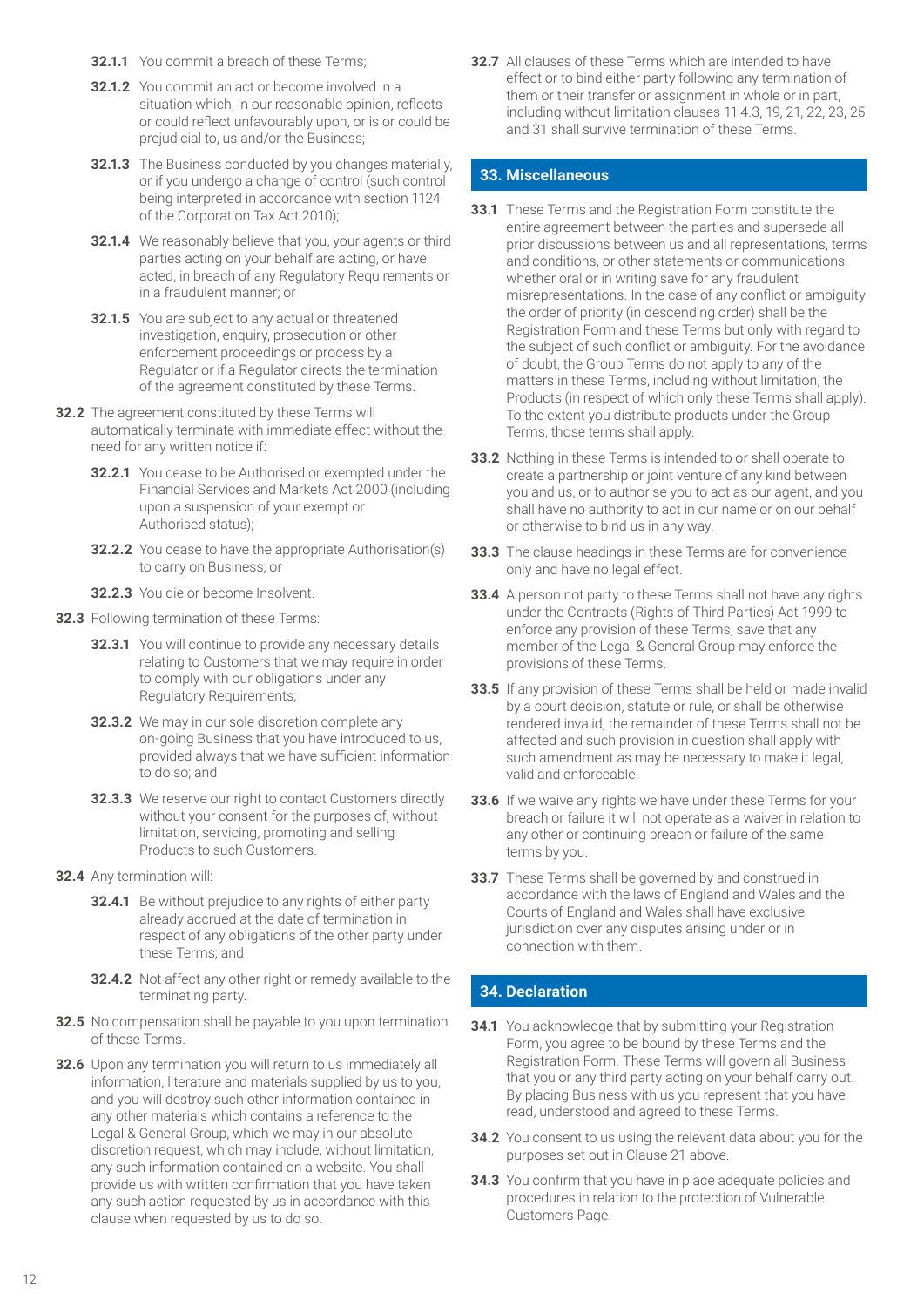**32.1.1** You commit a breach of these Terms;

**32.1.2** You commit an act or become involved in a situation which, in our reasonable opinion, reflects or could reflect unfavourably upon, or is or could be prejudicial to, us and/or the Business;

**32.1.3** The Business conducted by you changes materially, or if you undergo a change of control (such control being interpreted in accordance with section 1124 of the Corporation Tax Act 2010);

**32.1.4** We reasonably believe that you, your agents or third parties acting on your behalf are acting, or have acted, in breach of any Regulatory Requirements or in a fraudulent manner; or

**32.1.5** You are subject to any actual or threatened investigation, enquiry, prosecution or other enforcement proceedings or process by a Regulator or if a Regulator directs the termination of the agreement constituted by these Terms.

**32.2** The agreement constituted by these Terms will automatically terminate with immediate effect without the need for any written notice if:

**32.2.1** You cease to be Authorised or exempted under the Financial Services and Markets Act 2000 (including upon a suspension of your exempt or Authorised status);

**32.2.2** You cease to have the appropriate Authorisation(s) to carry on Business; or

**32.2.3** You die or become Insolvent.

**32.3** Following termination of these Terms:

**32.3.1** You will continue to provide any necessary details relating to Customers that we may require in order to comply with our obligations under any Regulatory Requirements;

**32.3.2** We may in our sole discretion complete any on-going Business that you have introduced to us, provided always that we have sufficient information to do so; and

**32.3.3** We reserve our right to contact Customers directly without your consent for the purposes of, without limitation, servicing, promoting and selling Products to such Customers.

**32.4** Any termination will:

**32.4.1** Be without prejudice to any rights of either party already accrued at the date of termination in respect of any obligations of the other party under these Terms; and

**32.4.2** Not affect any other right or remedy available to the terminating party.

**32.5** No compensation shall be payable to you upon termination of these Terms.

**32.6** Upon any termination you will return to us immediately all information, literature and materials supplied by us to you, and you will destroy such other information contained in any other materials which contains a reference to the Legal & General Group, which we may in our absolute discretion request, which may include, without limitation, any such information contained on a website. You shall provide us with written confirmation that you have taken any such action requested by us in accordance with this clause when requested by us to do so.

**32.7** All clauses of these Terms which are intended to have effect or to bind either party following any termination of them or their transfer or assignment in whole or in part, including without limitation clauses 11.4.3, 19, 21, 22, 23, 25 and 31 shall survive termination of these Terms.

## 33. Miscellaneous

**33.1** These Terms and the Registration Form constitute the entire agreement between the parties and supersede all prior discussions between us and all representations, terms and conditions, or other statements or communications whether oral or in writing save for any fraudulent misrepresentations. In the case of any conflict or ambiguity the order of priority (in descending order) shall be the Registration Form and these Terms but only with regard to the subject of such conflict or ambiguity. For the avoidance of doubt, the Group Terms do not apply to any of the matters in these Terms, including without limitation, the Products (in respect of which only these Terms shall apply). To the extent you distribute products under the Group Terms, those terms shall apply.

**33.2** Nothing in these Terms is intended to or shall operate to create a partnership or joint venture of any kind between you and us, or to authorise you to act as our agent, and you shall have no authority to act in our name or on our behalf or otherwise to bind us in any way.

**33.3** The clause headings in these Terms are for convenience only and have no legal effect.

**33.4** A person not party to these Terms shall not have any rights under the Contracts (Rights of Third Parties) Act 1999 to enforce any provision of these Terms, save that any member of the Legal & General Group may enforce the provisions of these Terms.

**33.5** If any provision of these Terms shall be held or made invalid by a court decision, statute or rule, or shall be otherwise rendered invalid, the remainder of these Terms shall not be affected and such provision in question shall apply with such amendment as may be necessary to make it legal, valid and enforceable.

**33.6** If we waive any rights we have under these Terms for your breach or failure it will not operate as a waiver in relation to any other or continuing breach or failure of the same terms by you.

**33.7** These Terms shall be governed by and construed in accordance with the laws of England and Wales and the Courts of England and Wales shall have exclusive jurisdiction over any disputes arising under or in connection with them.

## 34. Declaration

**34.1** You acknowledge that by submitting your Registration Form, you agree to be bound by these Terms and the Registration Form. These Terms will govern all Business that you or any third party acting on your behalf carry out. By placing Business with us you represent that you have read, understood and agreed to these Terms.

**34.2** You consent to us using the relevant data about you for the purposes set out in Clause 21 above.

**34.3** You confirm that you have in place adequate policies and procedures in relation to the protection of Vulnerable Customers Page.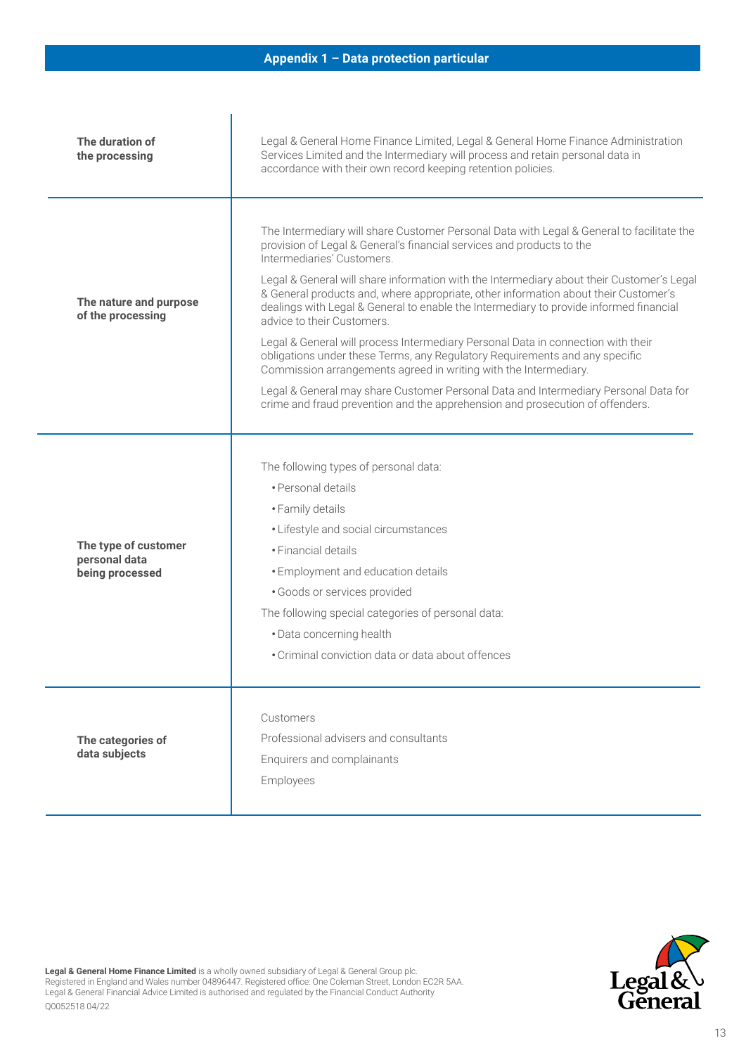## Appendix 1 – Data protection particular

| | |
|---|---|
| **The duration of the processing** | Legal & General Home Finance Limited, Legal & General Home Finance Administration Services Limited and the Intermediary will process and retain personal data in accordance with their own record keeping retention policies. |
| **The nature and purpose of the processing** | The Intermediary will share Customer Personal Data with Legal & General to facilitate the provision of Legal & General's financial services and products to the Intermediaries' Customers.<br><br>Legal & General will share information with the Intermediary about their Customer's Legal & General products and, where appropriate, other information about their Customer's dealings with Legal & General to enable the Intermediary to provide informed financial advice to their Customers.<br><br>Legal & General will process Intermediary Personal Data in connection with their obligations under these Terms, any Regulatory Requirements and any specific Commission arrangements agreed in writing with the Intermediary.<br><br>Legal & General may share Customer Personal Data and Intermediary Personal Data for crime and fraud prevention and the apprehension and prosecution of offenders. |
| **The type of customer personal data being processed** | The following types of personal data:<br>• Personal details<br>• Family details<br>• Lifestyle and social circumstances<br>• Financial details<br>• Employment and education details<br>• Goods or services provided<br>The following special categories of personal data:<br>• Data concerning health<br>• Criminal conviction data or data about offences |
| **The categories of data subjects** | Customers<br>Professional advisers and consultants<br>Enquirers and complainants<br>Employees |

**Legal & General Home Finance Limited** is a wholly owned subsidiary of Legal & General Group plc. Registered in England and Wales number 04896447. Registered office: One Coleman Street, London EC2R 5AA. Legal & General Financial Advice Limited is authorised and regulated by the Financial Conduct Authority.

Q0052518 04/22